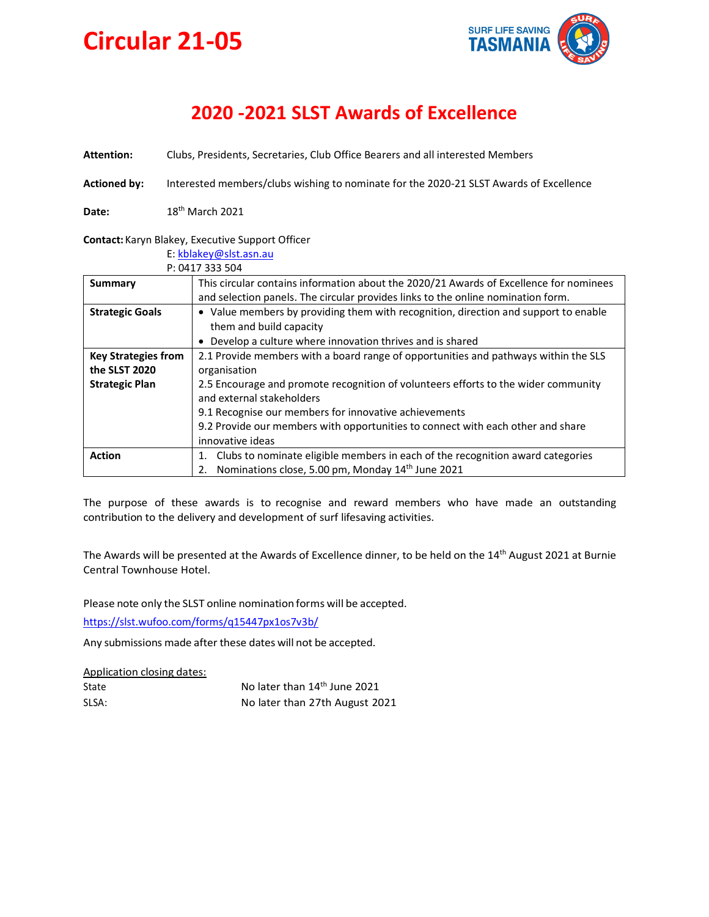# Circular 21-05

SURF LIFE SAVING TASMANIA

## 2020 -2021 SLST Awards of Excellence

**Attention:** Clubs, Presidents, Secretaries, Club Office Bearers and all interested Members

**Actioned by:** Interested members/clubs wishing to nominate for the 2020-21 SLST Awards of Excellence

**Date:** 18th March 2021

**Contact:** Karyn Blakey, Executive Support Officer
E: kblakey@slst.asn.au
P: 0417 333 504

| | |
|---|---|
| **Summary** | This circular contains information about the 2020/21 Awards of Excellence for nominees and selection panels. The circular provides links to the online nomination form. |
| **Strategic Goals** | • Value members by providing them with recognition, direction and support to enable them and build capacity<br>• Develop a culture where innovation thrives and is shared |
| **Key Strategies from the SLST 2020 Strategic Plan** | 2.1 Provide members with a board range of opportunities and pathways within the SLS organisation<br>2.5 Encourage and promote recognition of volunteers efforts to the wider community and external stakeholders<br>9.1 Recognise our members for innovative achievements<br>9.2 Provide our members with opportunities to connect with each other and share innovative ideas |
| **Action** | 1. Clubs to nominate eligible members in each of the recognition award categories<br>2. Nominations close, 5.00 pm, Monday 14th June 2021 |

The purpose of these awards is to recognise and reward members who have made an outstanding contribution to the delivery and development of surf lifesaving activities.

The Awards will be presented at the Awards of Excellence dinner, to be held on the 14th August 2021 at Burnie Central Townhouse Hotel.

Please note only the SLST online nomination forms will be accepted.

https://slst.wufoo.com/forms/q15447px1os7v3b/

Any submissions made after these dates will not be accepted.

Application closing dates:

| | |
|---|---|
| State | No later than 14th June 2021 |
| SLSA: | No later than 27th August 2021 |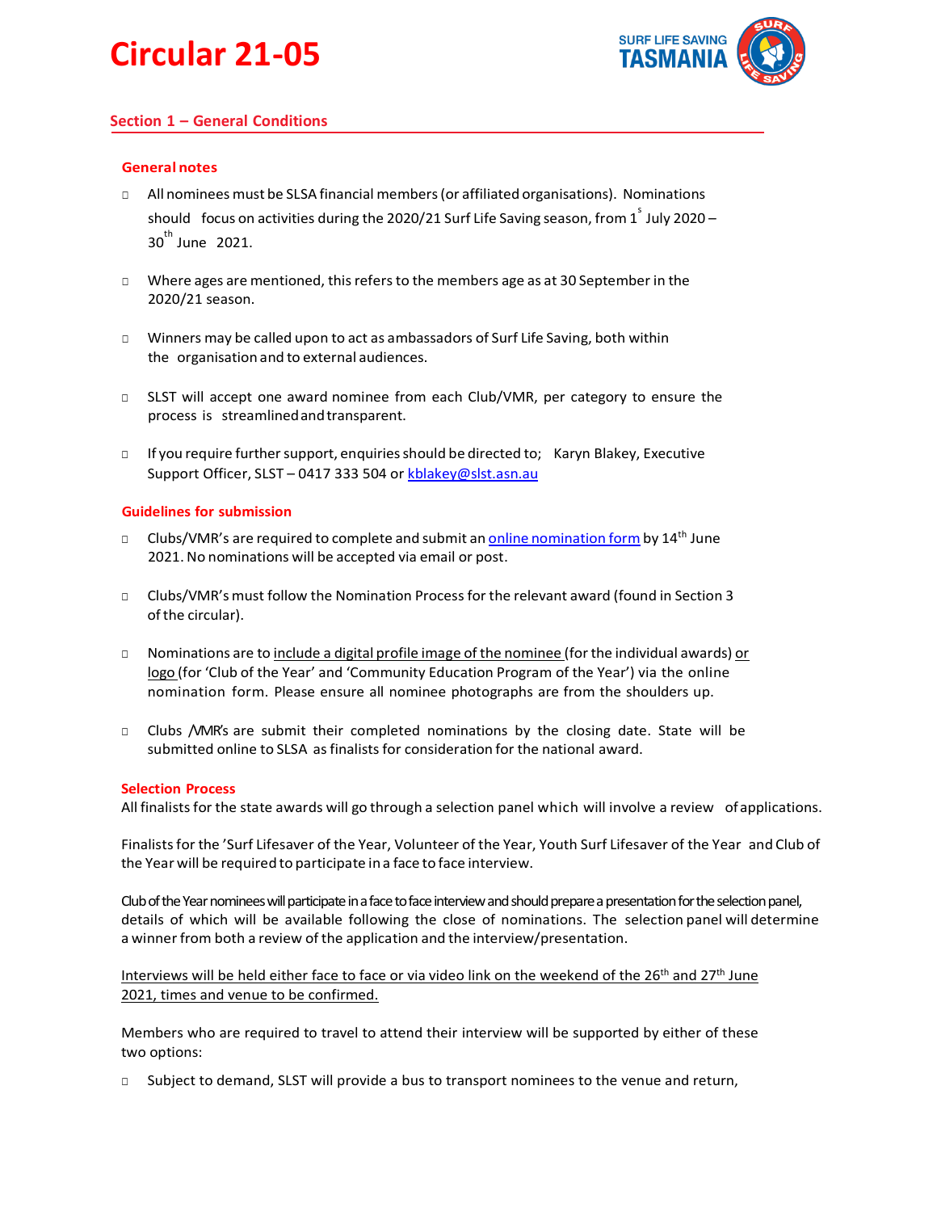# Circular 21-05

## Section 1 – General Conditions

### General notes

- All nominees must be SLSA financial members (or affiliated organisations). Nominations should focus on activities during the 2020/21 Surf Life Saving season, from 1st July 2020 – 30th June 2021.
- Where ages are mentioned, this refers to the members age as at 30 September in the 2020/21 season.
- Winners may be called upon to act as ambassadors of Surf Life Saving, both within the organisation and to external audiences.
- SLST will accept one award nominee from each Club/VMR, per category to ensure the process is streamlined and transparent.
- If you require further support, enquiries should be directed to; Karyn Blakey, Executive Support Officer, SLST – 0417 333 504 or kblakey@slst.asn.au

### Guidelines for submission

- Clubs/VMR's are required to complete and submit an online nomination form by 14th June 2021. No nominations will be accepted via email or post.
- Clubs/VMR's must follow the Nomination Process for the relevant award (found in Section 3 of the circular).
- Nominations are to include a digital profile image of the nominee (for the individual awards) or logo (for 'Club of the Year' and 'Community Education Program of the Year') via the online nomination form. Please ensure all nominee photographs are from the shoulders up.
- Clubs /VMR's are submit their completed nominations by the closing date. State will be submitted online to SLSA as finalists for consideration for the national award.

### Selection Process

All finalists for the state awards will go through a selection panel which will involve a review of applications.

Finalists for the 'Surf Lifesaver of the Year, Volunteer of the Year, Youth Surf Lifesaver of the Year and Club of the Year will be required to participate in a face to face interview.

Club of the Year nominees will participate in a face to face interview and should prepare a presentation for the selection panel, details of which will be available following the close of nominations. The selection panel will determine a winner from both a review of the application and the interview/presentation.

Interviews will be held either face to face or via video link on the weekend of the 26th and 27th June 2021, times and venue to be confirmed.

Members who are required to travel to attend their interview will be supported by either of these two options:

- Subject to demand, SLST will provide a bus to transport nominees to the venue and return,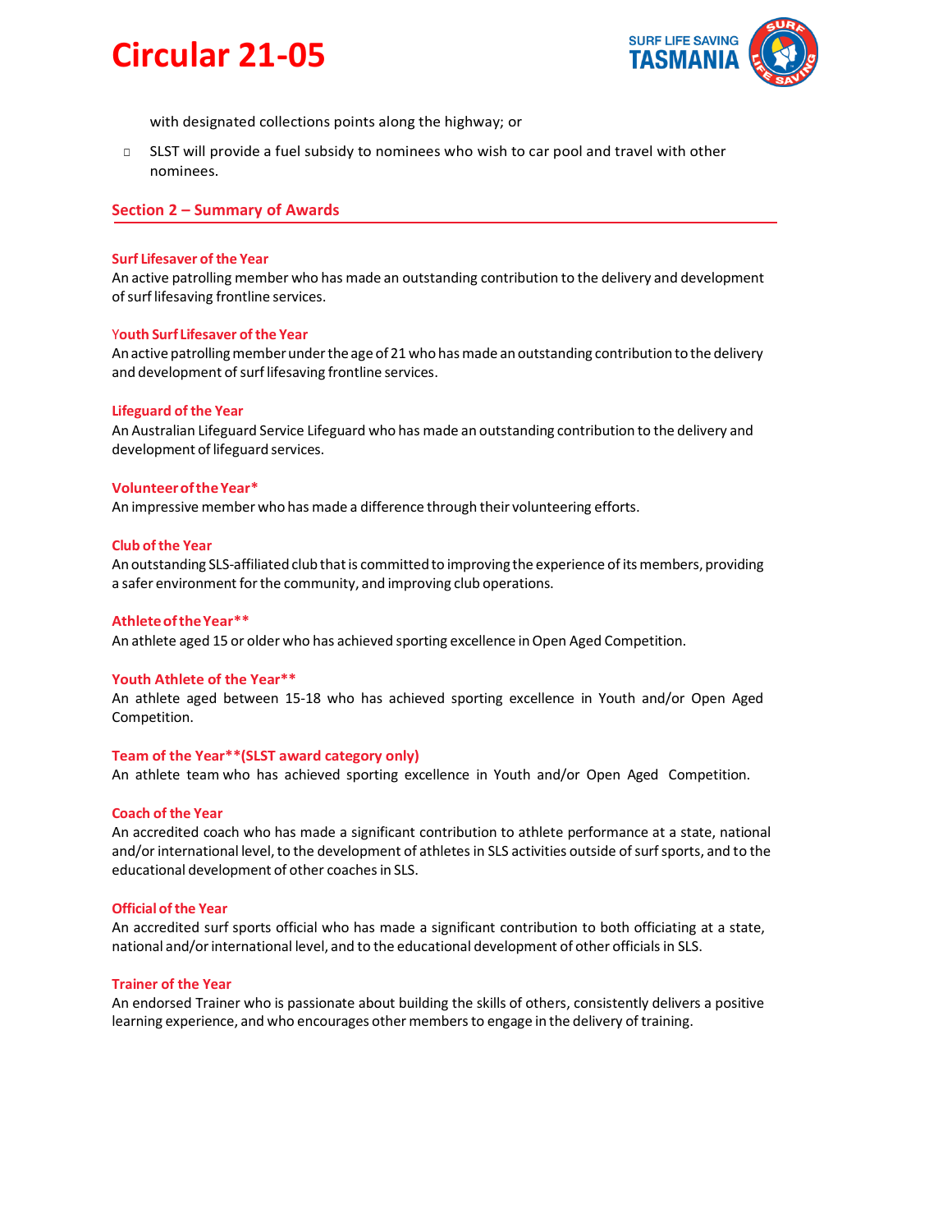with designated collections points along the highway; or

- SLST will provide a fuel subsidy to nominees who wish to car pool and travel with other nominees.

## Section 2 – Summary of Awards

### Surf Lifesaver of the Year

An active patrolling member who has made an outstanding contribution to the delivery and development of surf lifesaving frontline services.

### Youth Surf Lifesaver of the Year

An active patrolling member under the age of 21 who has made an outstanding contribution to the delivery and development of surf lifesaving frontline services.

### Lifeguard of the Year

An Australian Lifeguard Service Lifeguard who has made an outstanding contribution to the delivery and development of lifeguard services.

### Volunteer of the Year*

An impressive member who has made a difference through their volunteering efforts.

### Club of the Year

An outstanding SLS-affiliated club that is committed to improving the experience of its members, providing a safer environment for the community, and improving club operations.

### Athlete of the Year**

An athlete aged 15 or older who has achieved sporting excellence in Open Aged Competition.

### Youth Athlete of the Year**

An athlete aged between 15-18 who has achieved sporting excellence in Youth and/or Open Aged Competition.

### Team of the Year**(SLST award category only)

An athlete team who has achieved sporting excellence in Youth and/or Open Aged Competition.

### Coach of the Year

An accredited coach who has made a significant contribution to athlete performance at a state, national and/or international level, to the development of athletes in SLS activities outside of surf sports, and to the educational development of other coaches in SLS.

### Official of the Year

An accredited surf sports official who has made a significant contribution to both officiating at a state, national and/or international level, and to the educational development of other officials in SLS.

### Trainer of the Year

An endorsed Trainer who is passionate about building the skills of others, consistently delivers a positive learning experience, and who encourages other members to engage in the delivery of training.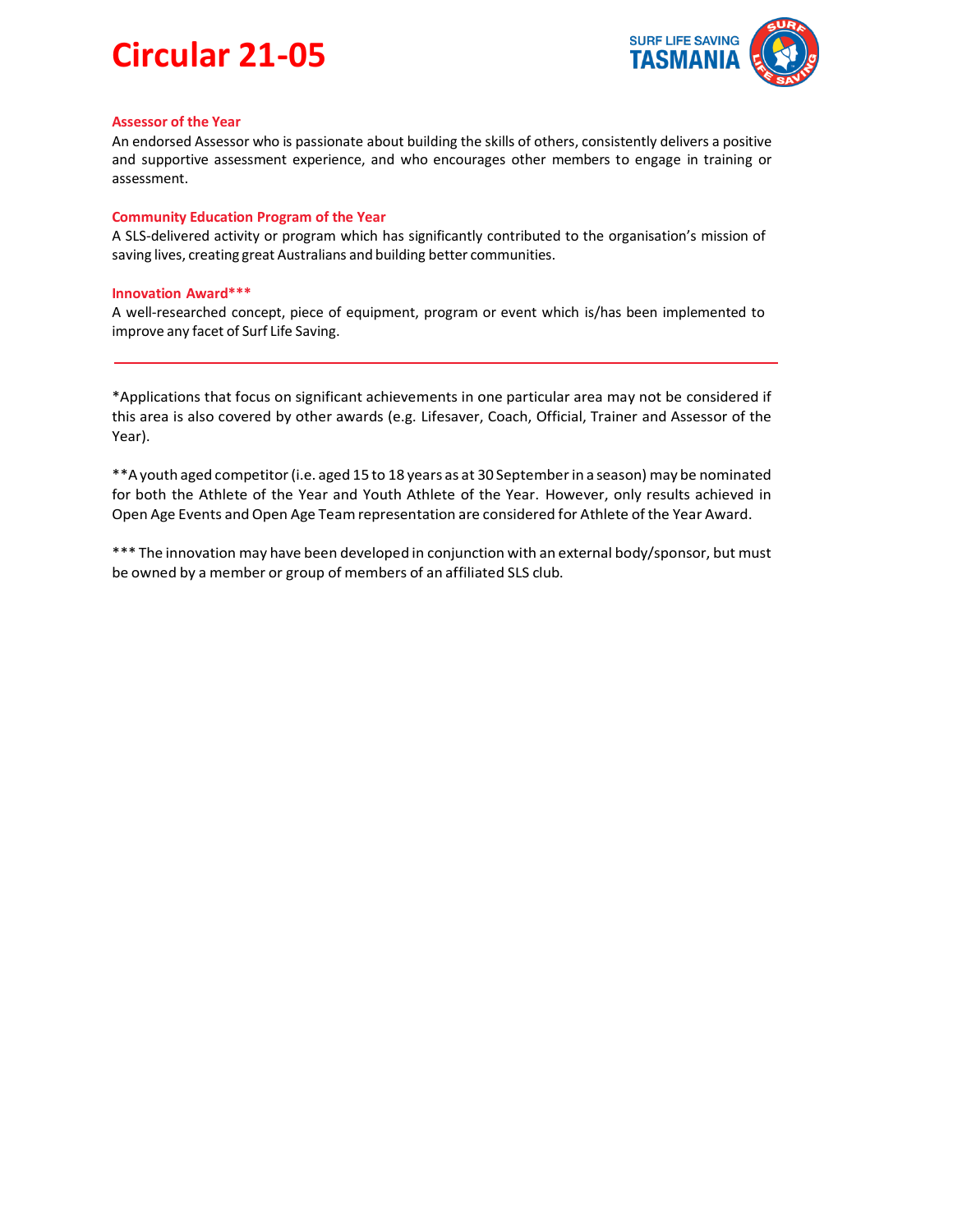**Assessor of the Year**

An endorsed Assessor who is passionate about building the skills of others, consistently delivers a positive and supportive assessment experience, and who encourages other members to engage in training or assessment.

**Community Education Program of the Year**

A SLS-delivered activity or program which has significantly contributed to the organisation's mission of saving lives, creating great Australians and building better communities.

**Innovation Award***

A well-researched concept, piece of equipment, program or event which is/has been implemented to improve any facet of Surf Life Saving.

---

*Applications that focus on significant achievements in one particular area may not be considered if this area is also covered by other awards (e.g. Lifesaver, Coach, Official, Trainer and Assessor of the Year).

**A youth aged competitor (i.e. aged 15 to 18 years as at 30 September in a season) may be nominated for both the Athlete of the Year and Youth Athlete of the Year. However, only results achieved in Open Age Events and Open Age Team representation are considered for Athlete of the Year Award.

*** The innovation may have been developed in conjunction with an external body/sponsor, but must be owned by a member or group of members of an affiliated SLS club.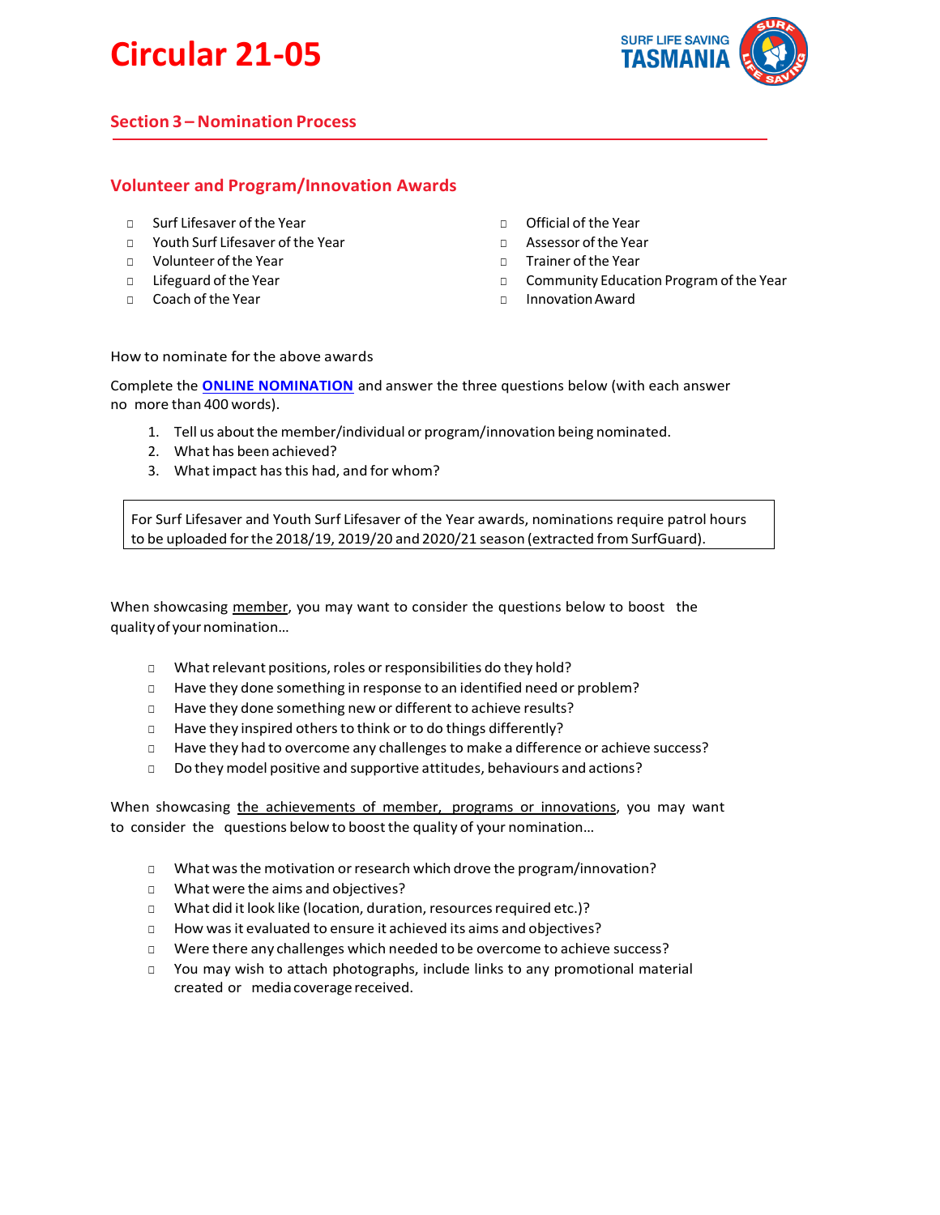# Circular 21-05

## Section 3 – Nomination Process

### Volunteer and Program/Innovation Awards

- Surf Lifesaver of the Year
- Youth Surf Lifesaver of the Year
- Volunteer of the Year
- Lifeguard of the Year
- Coach of the Year
- Official of the Year
- Assessor of the Year
- Trainer of the Year
- Community Education Program of the Year
- Innovation Award

How to nominate for the above awards

Complete the **ONLINE NOMINATION** and answer the three questions below (with each answer no more than 400 words).

1. Tell us about the member/individual or program/innovation being nominated.
2. What has been achieved?
3. What impact has this had, and for whom?

| For Surf Lifesaver and Youth Surf Lifesaver of the Year awards, nominations require patrol hours to be uploaded for the 2018/19, 2019/20 and 2020/21 season (extracted from SurfGuard). |
|---|

When showcasing member, you may want to consider the questions below to boost the quality of your nomination…

- What relevant positions, roles or responsibilities do they hold?
- Have they done something in response to an identified need or problem?
- Have they done something new or different to achieve results?
- Have they inspired others to think or to do things differently?
- Have they had to overcome any challenges to make a difference or achieve success?
- Do they model positive and supportive attitudes, behaviours and actions?

When showcasing the achievements of member, programs or innovations, you may want to consider the questions below to boost the quality of your nomination…

- What was the motivation or research which drove the program/innovation?
- What were the aims and objectives?
- What did it look like (location, duration, resources required etc.)?
- How was it evaluated to ensure it achieved its aims and objectives?
- Were there any challenges which needed to be overcome to achieve success?
- You may wish to attach photographs, include links to any promotional material created or media coverage received.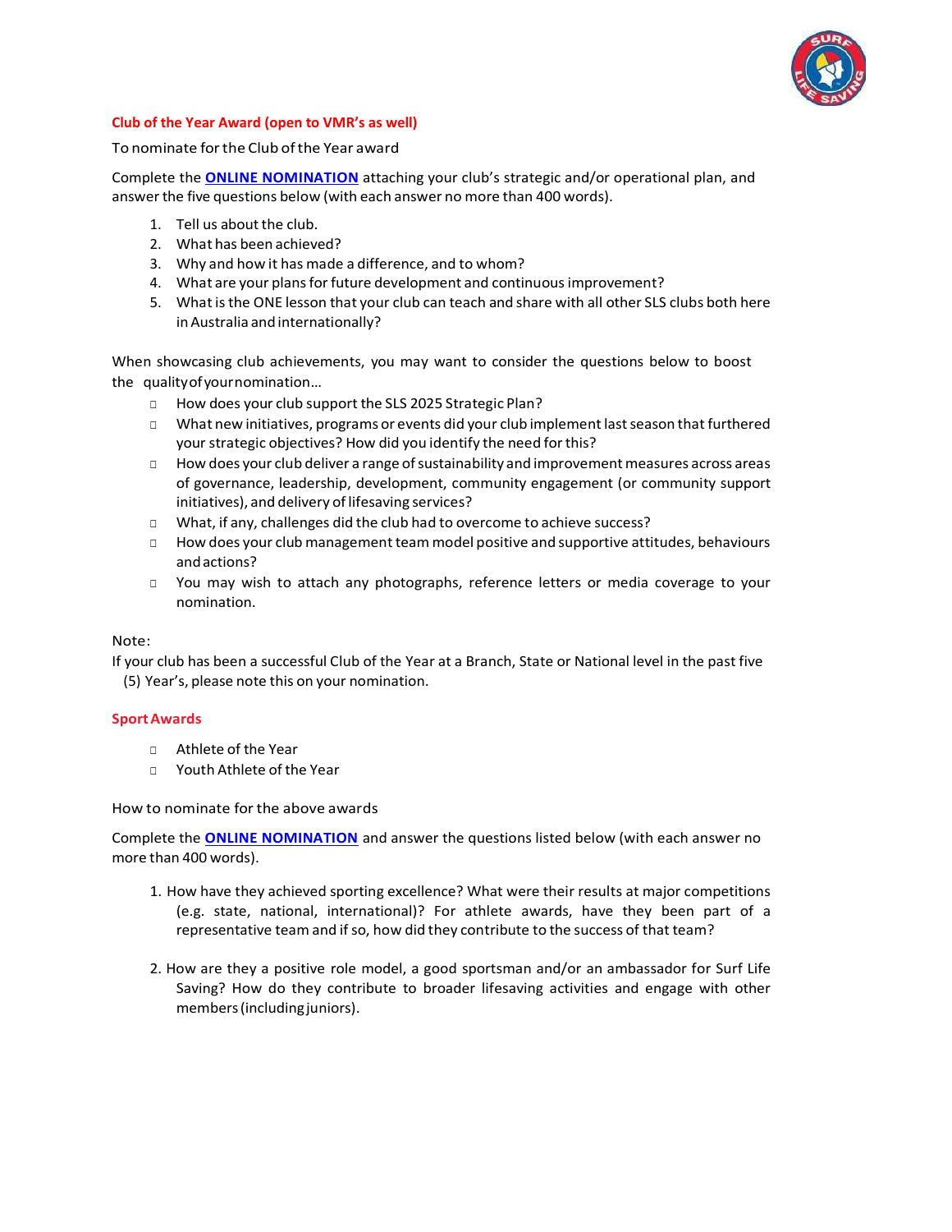**Club of the Year Award (open to VMR's as well)**

To nominate for the Club of the Year award

Complete the **ONLINE NOMINATION** attaching your club's strategic and/or operational plan, and answer the five questions below (with each answer no more than 400 words).

1. Tell us about the club.
2. What has been achieved?
3. Why and how it has made a difference, and to whom?
4. What are your plans for future development and continuous improvement?
5. What is the ONE lesson that your club can teach and share with all other SLS clubs both here in Australia and internationally?

When showcasing club achievements, you may want to consider the questions below to boost the quality of your nomination…

- How does your club support the SLS 2025 Strategic Plan?
- What new initiatives, programs or events did your club implement last season that furthered your strategic objectives? How did you identify the need for this?
- How does your club deliver a range of sustainability and improvement measures across areas of governance, leadership, development, community engagement (or community support initiatives), and delivery of lifesaving services?
- What, if any, challenges did the club had to overcome to achieve success?
- How does your club management team model positive and supportive attitudes, behaviours and actions?
- You may wish to attach any photographs, reference letters or media coverage to your nomination.

Note:
If your club has been a successful Club of the Year at a Branch, State or National level in the past five (5) Year's, please note this on your nomination.

**Sport Awards**

- Athlete of the Year
- Youth Athlete of the Year

How to nominate for the above awards

Complete the **ONLINE NOMINATION** and answer the questions listed below (with each answer no more than 400 words).

1. How have they achieved sporting excellence? What were their results at major competitions (e.g. state, national, international)? For athlete awards, have they been part of a representative team and if so, how did they contribute to the success of that team?

2. How are they a positive role model, a good sportsman and/or an ambassador for Surf Life Saving? How do they contribute to broader lifesaving activities and engage with other members (including juniors).